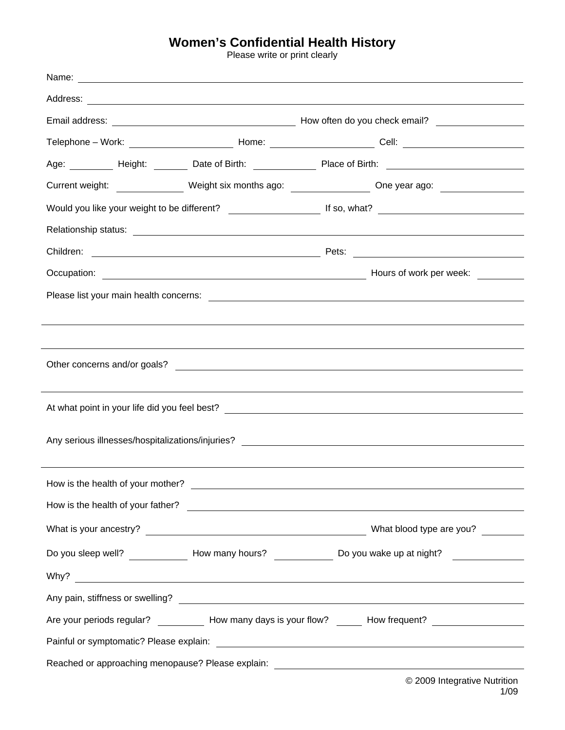# Women's Confidential Health History

Please write or print clearly

Name: ____________________________________________

Address: ____________________________________________

Email address: ____________________ How often do you check email? __________

Telephone – Work: __________ Home: __________ Cell: __________

Age: ______ Height: ______ Date of Birth: ________ Place of Birth: ______________

Current weight: ________ Weight six months ago: ________ One year ago: ________

Would you like your weight to be different? __________ If so, what? ______________

Relationship status: ____________________________________________

Children: ______________________________ Pets: ______________________

Occupation: ______________________________ Hours of work per week: ______

Please list your main health concerns: ____________________________________________

____________________________________________

____________________________________________

Other concerns and/or goals? ____________________________________________

____________________________________________

At what point in your life did you feel best? ____________________________________________

Any serious illnesses/hospitalizations/injuries? ____________________________________________

____________________________________________

How is the health of your mother? ____________________________________________

How is the health of your father? ____________________________________________

What is your ancestry? ______________________________ What blood type are you? ______

Do you sleep well? ________ How many hours? ________ Do you wake up at night? ________

Why? ____________________________________________

Any pain, stiffness or swelling? ____________________________________________

Are your periods regular? ______ How many days is your flow? ____ How frequent? __________

Painful or symptomatic? Please explain: ____________________________________________

Reached or approaching menopause? Please explain: ____________________________________________

© 2009 Integrative Nutrition
1/09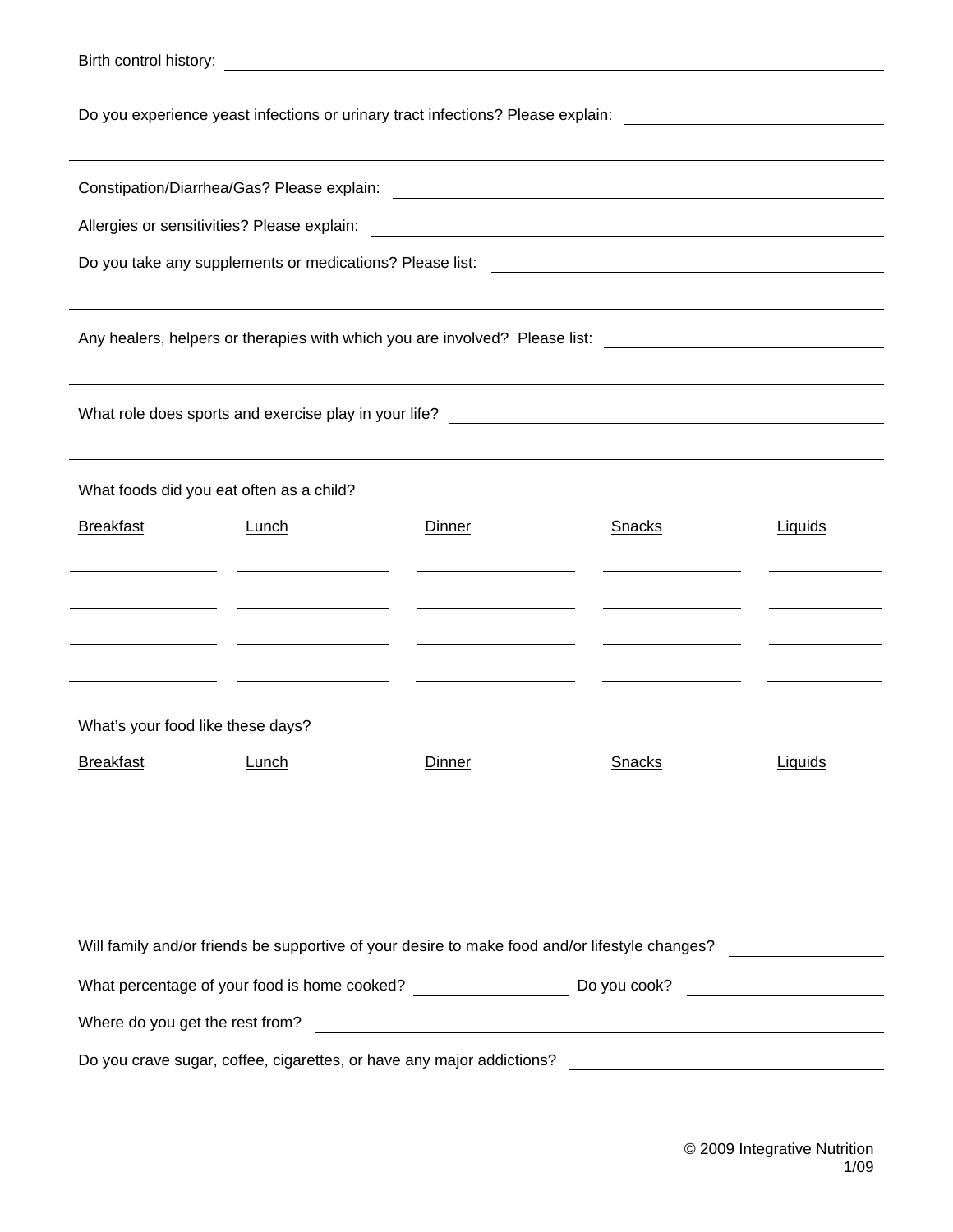Birth control history: ____________________________________________

Do you experience yeast infections or urinary tract infections? Please explain: ____________________

____________________________________________

Constipation/Diarrhea/Gas? Please explain: ____________________________________________

Allergies or sensitivities? Please explain: ____________________________________________

Do you take any supplements or medications? Please list: ____________________________________________

____________________________________________

Any healers, helpers or therapies with which you are involved? Please list: ____________________

____________________________________________

What role does sports and exercise play in your life? ____________________________________________

____________________________________________

What foods did you eat often as a child?

| Breakfast | Lunch | Dinner | Snacks | Liquids |
| --- | --- | --- | --- | --- |
| | | | | |
| | | | | |
| | | | | |
| | | | | |

What's your food like these days?

| Breakfast | Lunch | Dinner | Snacks | Liquids |
| --- | --- | --- | --- | --- |
| | | | | |
| | | | | |
| | | | | |
| | | | | |

Will family and/or friends be supportive of your desire to make food and/or lifestyle changes? ____________

What percentage of your food is home cooked? ____________ Do you cook? ____________

Where do you get the rest from? ____________________________________________

Do you crave sugar, coffee, cigarettes, or have any major addictions? ____________________

____________________________________________

© 2009 Integrative Nutrition
1/09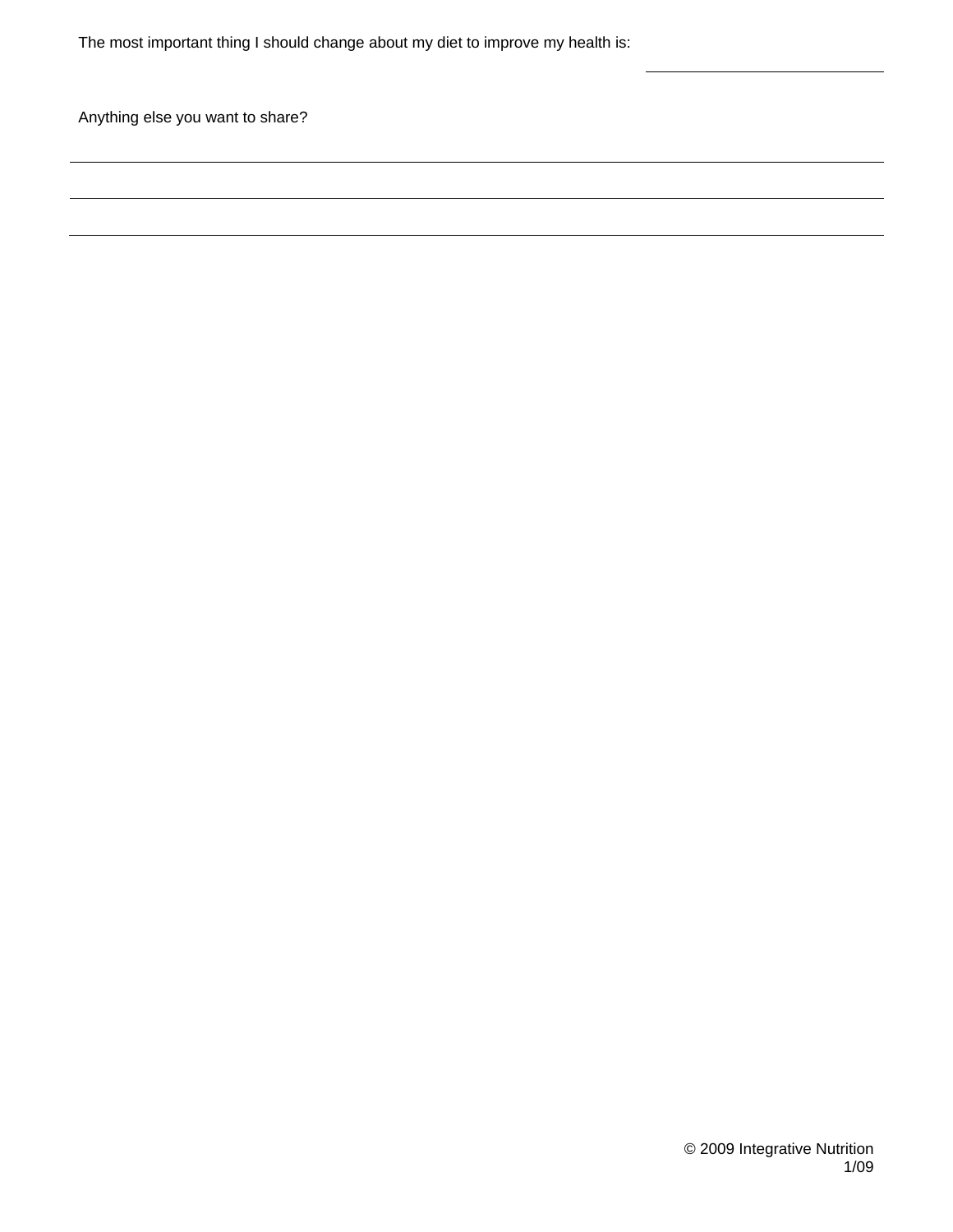The most important thing I should change about my diet to improve my health is: ____________________

Anything else you want to share?

______________________________________________________________________

______________________________________________________________________

______________________________________________________________________

© 2009 Integrative Nutrition
1/09